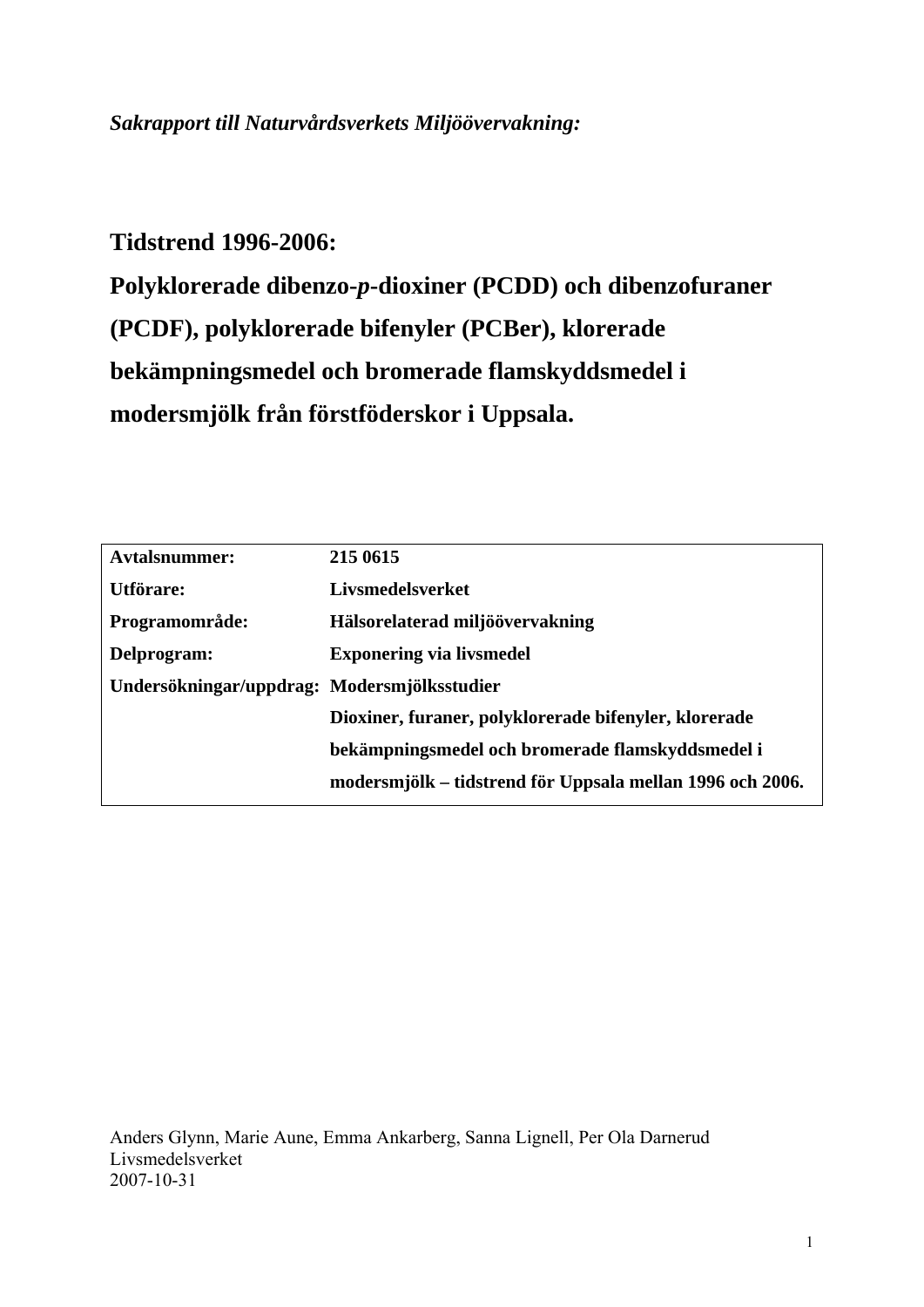*Sakrapport till Naturvårdsverkets Miljöövervakning:*

# Tidstrend 1996-2006:

# Polyklorerade dibenzo-*p*-dioxiner (PCDD) och dibenzofuraner (PCDF), polyklorerade bifenyler (PCBer), klorerade bekämpningsmedel och bromerade flamskyddsmedel i modersmjölk från förstföderskor i Uppsala.

| | |
|---|---|
| **Avtalsnummer:** | **215 0615** |
| **Utförare:** | **Livsmedelsverket** |
| **Programområde:** | **Hälsorelaterad miljöövervakning** |
| **Delprogram:** | **Exponering via livsmedel** |
| **Undersökningar/uppdrag:** | **Modersmjölksstudier** |
| | **Dioxiner, furaner, polyklorerade bifenyler, klorerade bekämpningsmedel och bromerade flamskyddsmedel i modersmjölk – tidstrend för Uppsala mellan 1996 och 2006.** |

Anders Glynn, Marie Aune, Emma Ankarberg, Sanna Lignell, Per Ola Darnerud
Livsmedelsverket
2007-10-31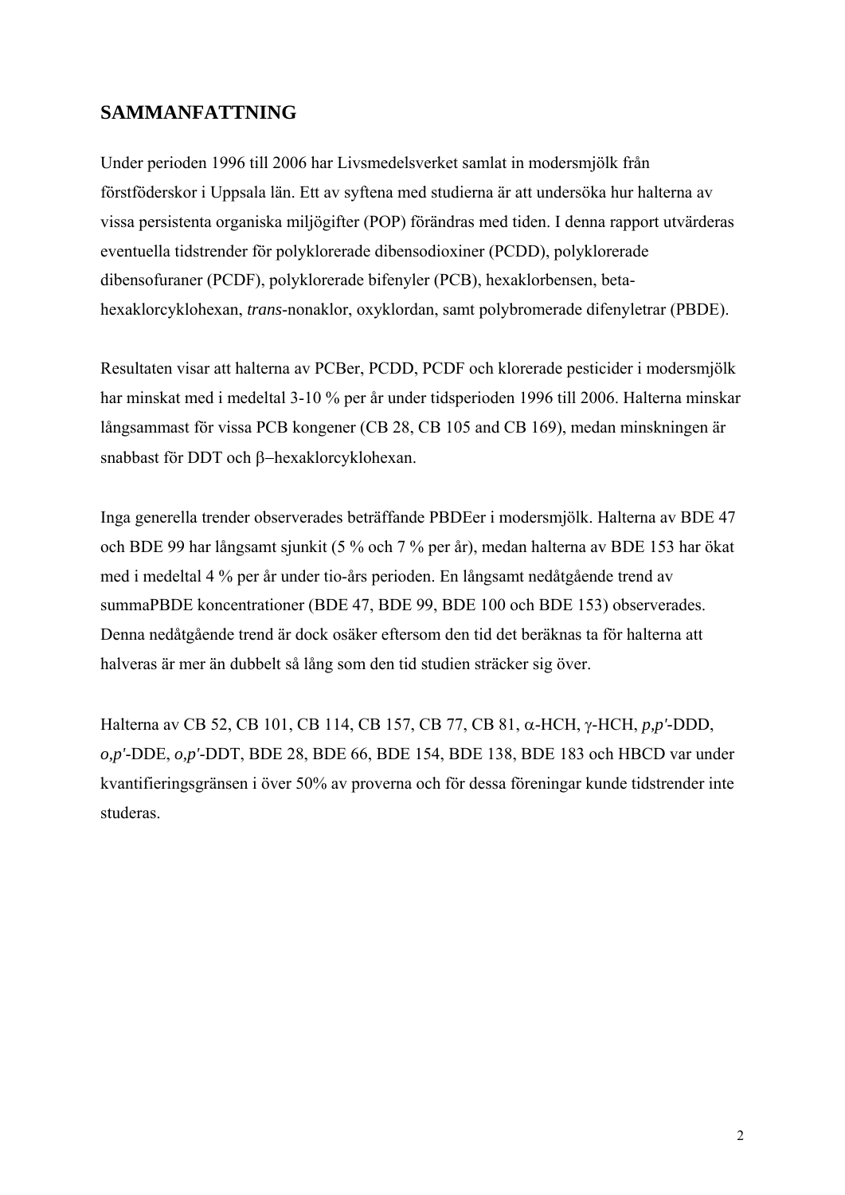## SAMMANFATTNING

Under perioden 1996 till 2006 har Livsmedelsverket samlat in modersmjölk från förstföderskor i Uppsala län. Ett av syftena med studierna är att undersöka hur halterna av vissa persistenta organiska miljögifter (POP) förändras med tiden. I denna rapport utvärderas eventuella tidstrender för polyklorerade dibensodioxiner (PCDD), polyklorerade dibensofuraner (PCDF), polyklorerade bifenyler (PCB), hexaklorbensen, beta-hexaklorcyklohexan, *trans*-nonaklor, oxyklordan, samt polybromerade difenyletrar (PBDE).

Resultaten visar att halterna av PCBer, PCDD, PCDF och klorerade pesticider i modersmjölk har minskat med i medeltal 3-10 % per år under tidsperioden 1996 till 2006. Halterna minskar långsammast för vissa PCB kongener (CB 28, CB 105 and CB 169), medan minskningen är snabbast för DDT och β–hexaklorcyklohexan.

Inga generella trender observerades beträffande PBDEer i modersmjölk. Halterna av BDE 47 och BDE 99 har långsamt sjunkit (5 % och 7 % per år), medan halterna av BDE 153 har ökat med i medeltal 4 % per år under tio-års perioden. En långsamt nedåtgående trend av summaPBDE koncentrationer (BDE 47, BDE 99, BDE 100 och BDE 153) observerades. Denna nedåtgående trend är dock osäker eftersom den tid det beräknas ta för halterna att halveras är mer än dubbelt så lång som den tid studien sträcker sig över.

Halterna av CB 52, CB 101, CB 114, CB 157, CB 77, CB 81, α-HCH, γ-HCH, *p,p'*-DDD, *o,p'*-DDE, *o,p'*-DDT, BDE 28, BDE 66, BDE 154, BDE 138, BDE 183 och HBCD var under kvantifieringsgränsen i över 50% av proverna och för dessa föreningar kunde tidstrender inte studeras.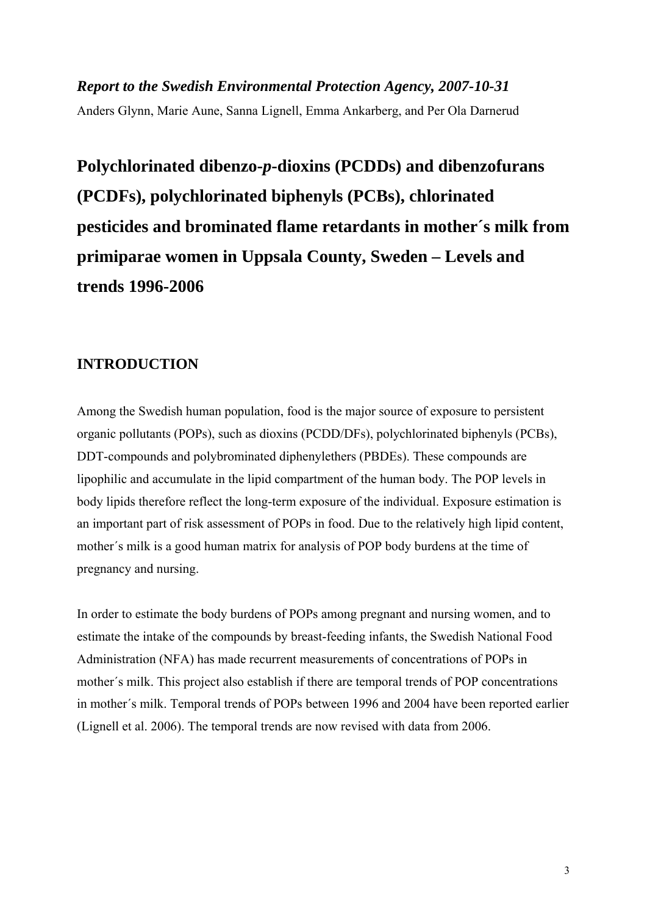*Report to the Swedish Environmental Protection Agency, 2007-10-31*

Anders Glynn, Marie Aune, Sanna Lignell, Emma Ankarberg, and Per Ola Darnerud

# Polychlorinated dibenzo-*p*-dioxins (PCDDs) and dibenzofurans (PCDFs), polychlorinated biphenyls (PCBs), chlorinated pesticides and brominated flame retardants in mother´s milk from primiparae women in Uppsala County, Sweden – Levels and trends 1996-2006

## INTRODUCTION

Among the Swedish human population, food is the major source of exposure to persistent organic pollutants (POPs), such as dioxins (PCDD/DFs), polychlorinated biphenyls (PCBs), DDT-compounds and polybrominated diphenylethers (PBDEs). These compounds are lipophilic and accumulate in the lipid compartment of the human body. The POP levels in body lipids therefore reflect the long-term exposure of the individual. Exposure estimation is an important part of risk assessment of POPs in food. Due to the relatively high lipid content, mother´s milk is a good human matrix for analysis of POP body burdens at the time of pregnancy and nursing.

In order to estimate the body burdens of POPs among pregnant and nursing women, and to estimate the intake of the compounds by breast-feeding infants, the Swedish National Food Administration (NFA) has made recurrent measurements of concentrations of POPs in mother´s milk. This project also establish if there are temporal trends of POP concentrations in mother´s milk. Temporal trends of POPs between 1996 and 2004 have been reported earlier (Lignell et al. 2006). The temporal trends are now revised with data from 2006.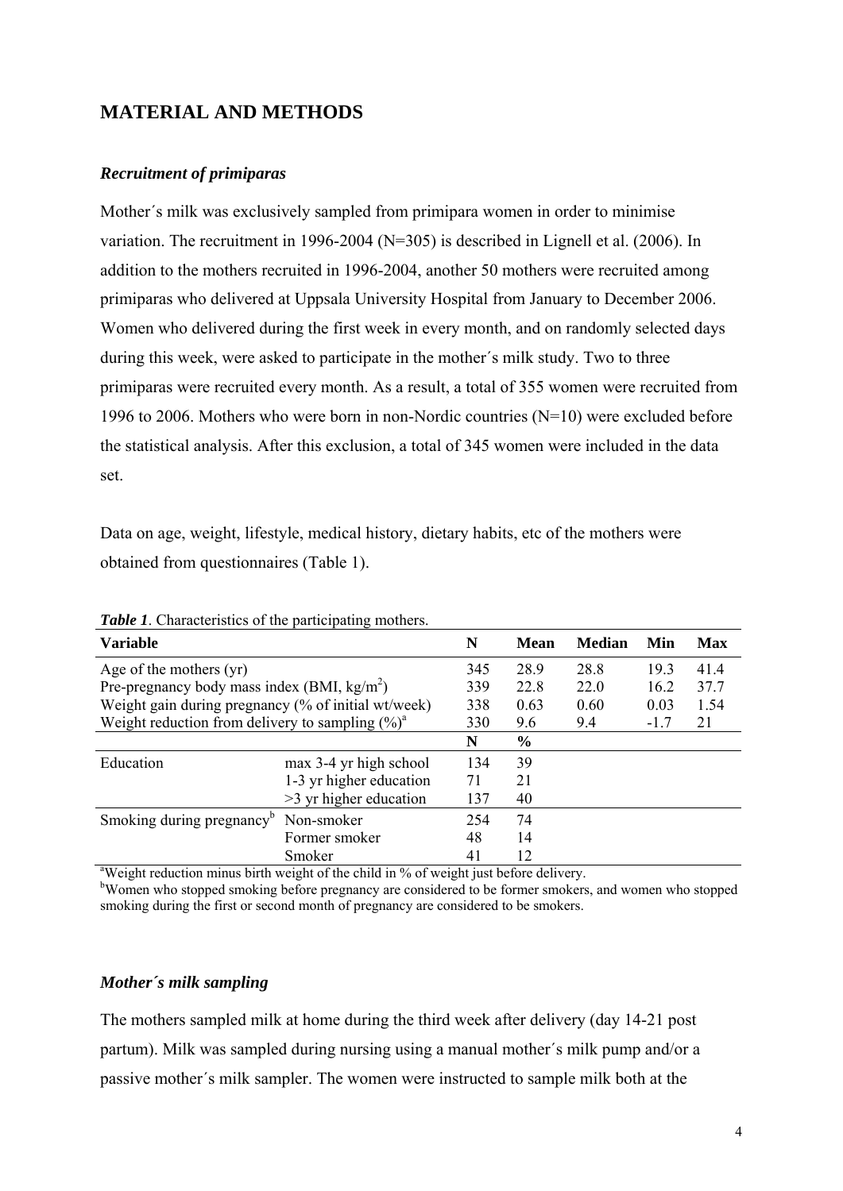## MATERIAL AND METHODS

### *Recruitment of primiparas*

Mother´s milk was exclusively sampled from primipara women in order to minimise variation. The recruitment in 1996-2004 (N=305) is described in Lignell et al. (2006). In addition to the mothers recruited in 1996-2004, another 50 mothers were recruited among primiparas who delivered at Uppsala University Hospital from January to December 2006. Women who delivered during the first week in every month, and on randomly selected days during this week, were asked to participate in the mother´s milk study. Two to three primiparas were recruited every month. As a result, a total of 355 women were recruited from 1996 to 2006. Mothers who were born in non-Nordic countries (N=10) were excluded before the statistical analysis. After this exclusion, a total of 345 women were included in the data set.

Data on age, weight, lifestyle, medical history, dietary habits, etc of the mothers were obtained from questionnaires (Table 1).

***Table 1***. Characteristics of the participating mothers.

| Variable | | N | Mean | Median | Min | Max |
|---|---|---|---|---|---|---|
| Age of the mothers (yr) | | 345 | 28.9 | 28.8 | 19.3 | 41.4 |
| Pre-pregnancy body mass index (BMI, $kg/m^2$) | | 339 | 22.8 | 22.0 | 16.2 | 37.7 |
| Weight gain during pregnancy (% of initial wt/week) | | 338 | 0.63 | 0.60 | 0.03 | 1.54 |
| Weight reduction from delivery to sampling (%)[a] | | 330 | 9.6 | 9.4 | -1.7 | 21 |
| | | **N** | **%** | | | |
| Education | max 3-4 yr high school | 134 | 39 | | | |
| | 1-3 yr higher education | 71 | 21 | | | |
| | >3 yr higher education | 137 | 40 | | | |
| Smoking during pregnancy[b] | Non-smoker | 254 | 74 | | | |
| | Former smoker | 48 | 14 | | | |
| | Smoker | 41 | 12 | | | |

[a]Weight reduction minus birth weight of the child in % of weight just before delivery.
[b]Women who stopped smoking before pregnancy are considered to be former smokers, and women who stopped smoking during the first or second month of pregnancy are considered to be smokers.

### *Mother´s milk sampling*

The mothers sampled milk at home during the third week after delivery (day 14-21 post partum). Milk was sampled during nursing using a manual mother´s milk pump and/or a passive mother´s milk sampler. The women were instructed to sample milk both at the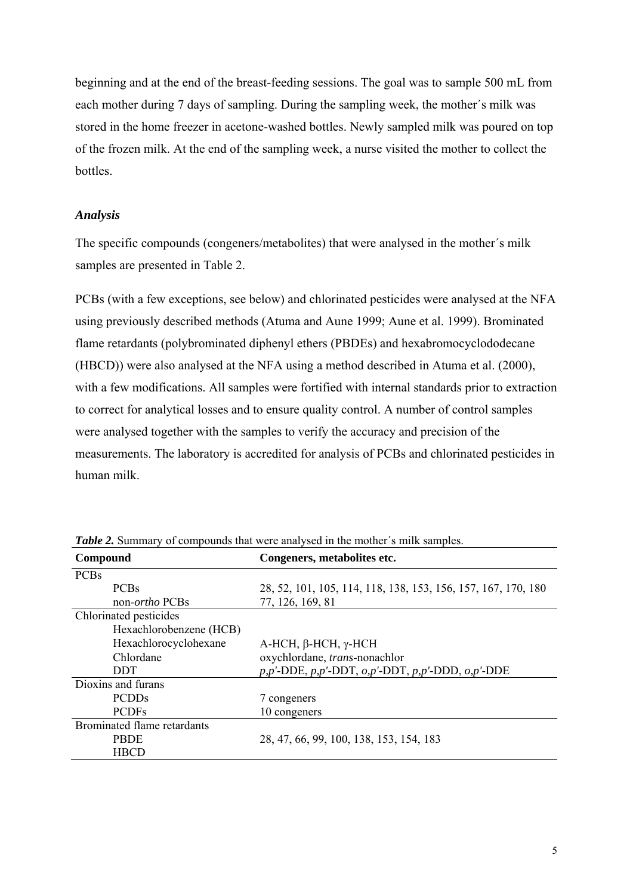beginning and at the end of the breast-feeding sessions. The goal was to sample 500 mL from each mother during 7 days of sampling. During the sampling week, the mother´s milk was stored in the home freezer in acetone-washed bottles. Newly sampled milk was poured on top of the frozen milk. At the end of the sampling week, a nurse visited the mother to collect the bottles.

### *Analysis*

The specific compounds (congeners/metabolites) that were analysed in the mother´s milk samples are presented in Table 2.

PCBs (with a few exceptions, see below) and chlorinated pesticides were analysed at the NFA using previously described methods (Atuma and Aune 1999; Aune et al. 1999). Brominated flame retardants (polybrominated diphenyl ethers (PBDEs) and hexabromocyclododecane (HBCD)) were also analysed at the NFA using a method described in Atuma et al. (2000), with a few modifications. All samples were fortified with internal standards prior to extraction to correct for analytical losses and to ensure quality control. A number of control samples were analysed together with the samples to verify the accuracy and precision of the measurements. The laboratory is accredited for analysis of PCBs and chlorinated pesticides in human milk.

***Table 2.*** Summary of compounds that were analysed in the mother´s milk samples.

| Compound | Congeners, metabolites etc. |
|---|---|
| PCBs | |
| PCBs | 28, 52, 101, 105, 114, 118, 138, 153, 156, 157, 167, 170, 180 |
| non-*ortho* PCBs | 77, 126, 169, 81 |
| Chlorinated pesticides | |
| Hexachlorobenzene (HCB) | |
| Hexachlorocyclohexane | A-HCH, β-HCH, γ-HCH |
| Chlordane | oxychlordane, *trans*-nonachlor |
| DDT | *p,p'*-DDE, *p,p'*-DDT, *o,p'*-DDT, *p,p'*-DDD, *o,p'*-DDE |
| Dioxins and furans | |
| PCDDs | 7 congeners |
| PCDFs | 10 congeners |
| Brominated flame retardants | |
| PBDE | 28, 47, 66, 99, 100, 138, 153, 154, 183 |
| HBCD | |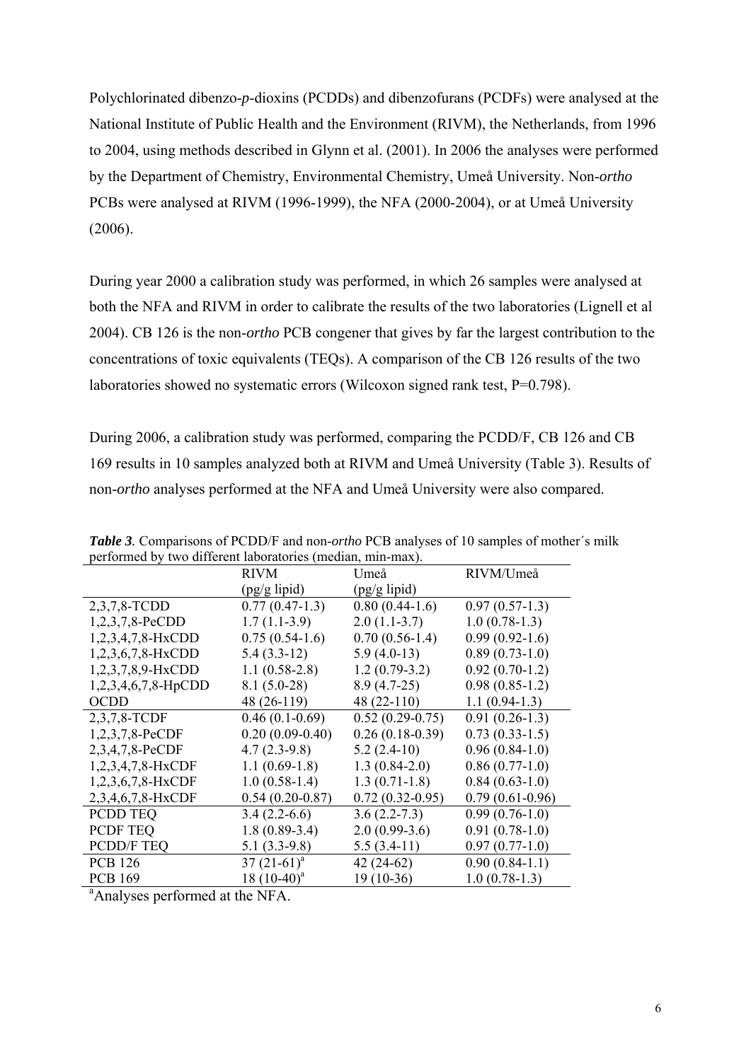Polychlorinated dibenzo-*p*-dioxins (PCDDs) and dibenzofurans (PCDFs) were analysed at the National Institute of Public Health and the Environment (RIVM), the Netherlands, from 1996 to 2004, using methods described in Glynn et al. (2001). In 2006 the analyses were performed by the Department of Chemistry, Environmental Chemistry, Umeå University. Non-*ortho* PCBs were analysed at RIVM (1996-1999), the NFA (2000-2004), or at Umeå University (2006).

During year 2000 a calibration study was performed, in which 26 samples were analysed at both the NFA and RIVM in order to calibrate the results of the two laboratories (Lignell et al 2004). CB 126 is the non-*ortho* PCB congener that gives by far the largest contribution to the concentrations of toxic equivalents (TEQs). A comparison of the CB 126 results of the two laboratories showed no systematic errors (Wilcoxon signed rank test, P=0.798).

During 2006, a calibration study was performed, comparing the PCDD/F, CB 126 and CB 169 results in 10 samples analyzed both at RIVM and Umeå University (Table 3). Results of non-*ortho* analyses performed at the NFA and Umeå University were also compared.

***Table 3.*** Comparisons of PCDD/F and non-*ortho* PCB analyses of 10 samples of mother´s milk performed by two different laboratories (median, min-max).

| | RIVM (pg/g lipid) | Umeå (pg/g lipid) | RIVM/Umeå |
|---|---|---|---|
| 2,3,7,8-TCDD | 0.77 (0.47-1.3) | 0.80 (0.44-1.6) | 0.97 (0.57-1.3) |
| 1,2,3,7,8-PeCDD | 1.7 (1.1-3.9) | 2.0 (1.1-3.7) | 1.0 (0.78-1.3) |
| 1,2,3,4,7,8-HxCDD | 0.75 (0.54-1.6) | 0.70 (0.56-1.4) | 0.99 (0.92-1.6) |
| 1,2,3,6,7,8-HxCDD | 5.4 (3.3-12) | 5.9 (4.0-13) | 0.89 (0.73-1.0) |
| 1,2,3,7,8,9-HxCDD | 1.1 (0.58-2.8) | 1.2 (0.79-3.2) | 0.92 (0.70-1.2) |
| 1,2,3,4,6,7,8-HpCDD | 8.1 (5.0-28) | 8.9 (4.7-25) | 0.98 (0.85-1.2) |
| OCDD | 48 (26-119) | 48 (22-110) | 1.1 (0.94-1.3) |
| 2,3,7,8-TCDF | 0.46 (0.1-0.69) | 0.52 (0.29-0.75) | 0.91 (0.26-1.3) |
| 1,2,3,7,8-PeCDF | 0.20 (0.09-0.40) | 0.26 (0.18-0.39) | 0.73 (0.33-1.5) |
| 2,3,4,7,8-PeCDF | 4.7 (2.3-9.8) | 5.2 (2.4-10) | 0.96 (0.84-1.0) |
| 1,2,3,4,7,8-HxCDF | 1.1 (0.69-1.8) | 1.3 (0.84-2.0) | 0.86 (0.77-1.0) |
| 1,2,3,6,7,8-HxCDF | 1.0 (0.58-1.4) | 1.3 (0.71-1.8) | 0.84 (0.63-1.0) |
| 2,3,4,6,7,8-HxCDF | 0.54 (0.20-0.87) | 0.72 (0.32-0.95) | 0.79 (0.61-0.96) |
| PCDD TEQ | 3.4 (2.2-6.6) | 3.6 (2.2-7.3) | 0.99 (0.76-1.0) |
| PCDF TEQ | 1.8 (0.89-3.4) | 2.0 (0.99-3.6) | 0.91 (0.78-1.0) |
| PCDD/F TEQ | 5.1 (3.3-9.8) | 5.5 (3.4-11) | 0.97 (0.77-1.0) |
| PCB 126 | 37 (21-61)[a] | 42 (24-62) | 0.90 (0.84-1.1) |
| PCB 169 | 18 (10-40)[a] | 19 (10-36) | 1.0 (0.78-1.3) |

[a]Analyses performed at the NFA.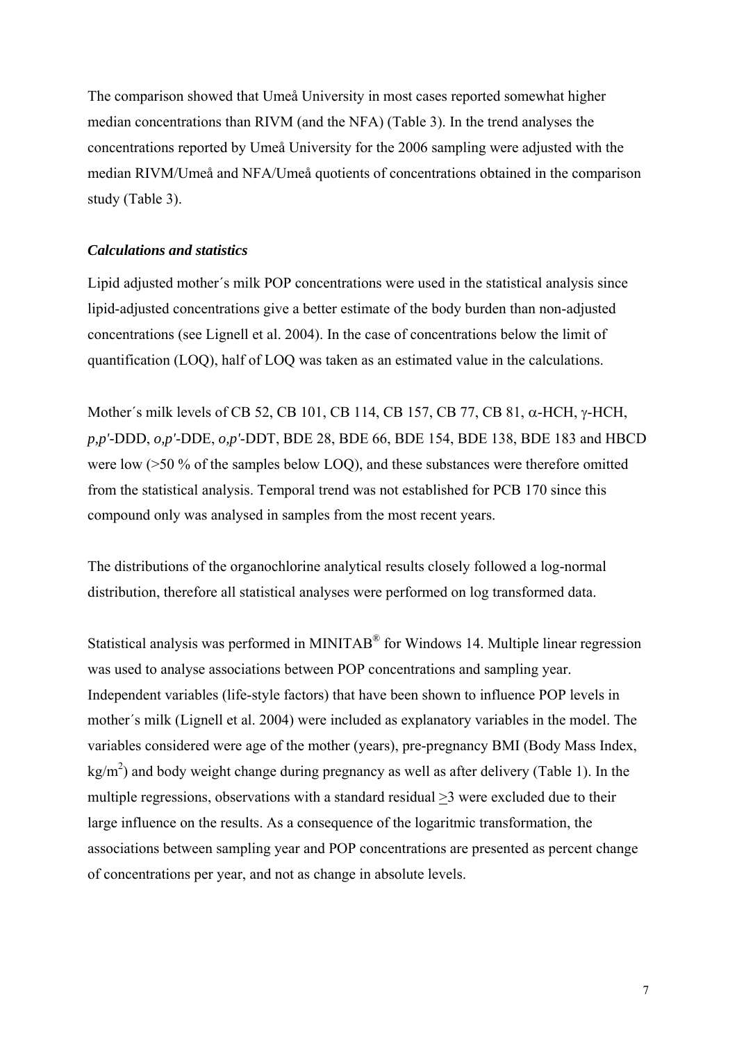The comparison showed that Umeå University in most cases reported somewhat higher median concentrations than RIVM (and the NFA) (Table 3). In the trend analyses the concentrations reported by Umeå University for the 2006 sampling were adjusted with the median RIVM/Umeå and NFA/Umeå quotients of concentrations obtained in the comparison study (Table 3).

### *Calculations and statistics*

Lipid adjusted mother´s milk POP concentrations were used in the statistical analysis since lipid-adjusted concentrations give a better estimate of the body burden than non-adjusted concentrations (see Lignell et al. 2004). In the case of concentrations below the limit of quantification (LOQ), half of LOQ was taken as an estimated value in the calculations.

Mother´s milk levels of CB 52, CB 101, CB 114, CB 157, CB 77, CB 81, α-HCH, γ-HCH, *p,p'*-DDD, *o,p'*-DDE, *o,p'*-DDT, BDE 28, BDE 66, BDE 154, BDE 138, BDE 183 and HBCD were low (>50 % of the samples below LOQ), and these substances were therefore omitted from the statistical analysis. Temporal trend was not established for PCB 170 since this compound only was analysed in samples from the most recent years.

The distributions of the organochlorine analytical results closely followed a log-normal distribution, therefore all statistical analyses were performed on log transformed data.

Statistical analysis was performed in MINITAB® for Windows 14. Multiple linear regression was used to analyse associations between POP concentrations and sampling year. Independent variables (life-style factors) that have been shown to influence POP levels in mother´s milk (Lignell et al. 2004) were included as explanatory variables in the model. The variables considered were age of the mother (years), pre-pregnancy BMI (Body Mass Index, $kg/m^2$) and body weight change during pregnancy as well as after delivery (Table 1). In the multiple regressions, observations with a standard residual $\geq$3 were excluded due to their large influence on the results. As a consequence of the logaritmic transformation, the associations between sampling year and POP concentrations are presented as percent change of concentrations per year, and not as change in absolute levels.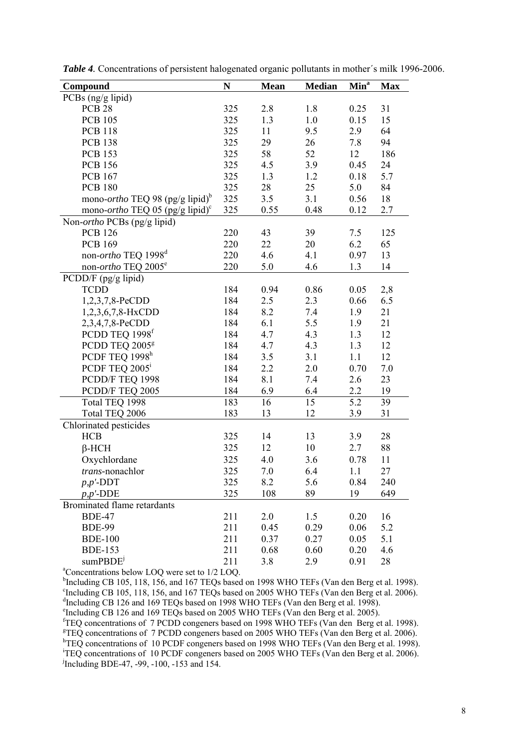***Table 4.*** Concentrations of persistent halogenated organic pollutants in mother´s milk 1996-2006.

| Compound | N | Mean | Median | Min[a] | Max |
|---|---|---|---|---|---|
| PCBs (ng/g lipid) | | | | | |
| PCB 28 | 325 | 2.8 | 1.8 | 0.25 | 31 |
| PCB 105 | 325 | 1.3 | 1.0 | 0.15 | 15 |
| PCB 118 | 325 | 11 | 9.5 | 2.9 | 64 |
| PCB 138 | 325 | 29 | 26 | 7.8 | 94 |
| PCB 153 | 325 | 58 | 52 | 12 | 186 |
| PCB 156 | 325 | 4.5 | 3.9 | 0.45 | 24 |
| PCB 167 | 325 | 1.3 | 1.2 | 0.18 | 5.7 |
| PCB 180 | 325 | 28 | 25 | 5.0 | 84 |
| mono-*ortho* TEQ 98 (pg/g lipid)[b] | 325 | 3.5 | 3.1 | 0.56 | 18 |
| mono-*ortho* TEQ 05 (pg/g lipid)[c] | 325 | 0.55 | 0.48 | 0.12 | 2.7 |
| Non-*ortho* PCBs (pg/g lipid) | | | | | |
| PCB 126 | 220 | 43 | 39 | 7.5 | 125 |
| PCB 169 | 220 | 22 | 20 | 6.2 | 65 |
| non-*ortho* TEQ 1998[d] | 220 | 4.6 | 4.1 | 0.97 | 13 |
| non-*ortho* TEQ 2005[e] | 220 | 5.0 | 4.6 | 1.3 | 14 |
| PCDD/F (pg/g lipid) | | | | | |
| TCDD | 184 | 0.94 | 0.86 | 0.05 | 2,8 |
| 1,2,3,7,8-PeCDD | 184 | 2.5 | 2.3 | 0.66 | 6.5 |
| 1,2,3,6,7,8-HxCDD | 184 | 8.2 | 7.4 | 1.9 | 21 |
| 2,3,4,7,8-PeCDD | 184 | 6.1 | 5.5 | 1.9 | 21 |
| PCDD TEQ 1998[f] | 184 | 4.7 | 4.3 | 1.3 | 12 |
| PCDD TEQ 2005[g] | 184 | 4.7 | 4.3 | 1.3 | 12 |
| PCDF TEQ 1998[h] | 184 | 3.5 | 3.1 | 1.1 | 12 |
| PCDF TEQ 2005[i] | 184 | 2.2 | 2.0 | 0.70 | 7.0 |
| PCDD/F TEQ 1998 | 184 | 8.1 | 7.4 | 2.6 | 23 |
| PCDD/F TEQ 2005 | 184 | 6.9 | 6.4 | 2.2 | 19 |
| Total TEQ 1998 | 183 | 16 | 15 | 5.2 | 39 |
| Total TEQ 2006 | 183 | 13 | 12 | 3.9 | 31 |
| Chlorinated pesticides | | | | | |
| HCB | 325 | 14 | 13 | 3.9 | 28 |
| β-HCH | 325 | 12 | 10 | 2.7 | 88 |
| Oxychlordane | 325 | 4.0 | 3.6 | 0.78 | 11 |
| *trans*-nonachlor | 325 | 7.0 | 6.4 | 1.1 | 27 |
| *p,p'*-DDT | 325 | 8.2 | 5.6 | 0.84 | 240 |
| *p,p'*-DDE | 325 | 108 | 89 | 19 | 649 |
| Brominated flame retardants | | | | | |
| BDE-47 | 211 | 2.0 | 1.5 | 0.20 | 16 |
| BDE-99 | 211 | 0.45 | 0.29 | 0.06 | 5.2 |
| BDE-100 | 211 | 0.37 | 0.27 | 0.05 | 5.1 |
| BDE-153 | 211 | 0.68 | 0.60 | 0.20 | 4.6 |
| sumPBDE[j] | 211 | 3.8 | 2.9 | 0.91 | 28 |

[a]Concentrations below LOQ were set to 1/2 LOQ.
[b]Including CB 105, 118, 156, and 167 TEQs based on 1998 WHO TEFs (Van den Berg et al. 1998).
[c]Including CB 105, 118, 156, and 167 TEQs based on 2005 WHO TEFs (Van den Berg et al. 2006).
[d]Including CB 126 and 169 TEQs based on 1998 WHO TEFs (Van den Berg et al. 1998).
[e]Including CB 126 and 169 TEQs based on 2005 WHO TEFs (Van den Berg et al. 2005).
[f]TEQ concentrations of 7 PCDD congeners based on 1998 WHO TEFs (Van den Berg et al. 1998).
[g]TEQ concentrations of 7 PCDD congeners based on 2005 WHO TEFs (Van den Berg et al. 2006).
[h]TEQ concentrations of 10 PCDF congeners based on 1998 WHO TEFs (Van den Berg et al. 1998).
[i]TEQ concentrations of 10 PCDF congeners based on 2005 WHO TEFs (Van den Berg et al. 2006).
[j]Including BDE-47, -99, -100, -153 and 154.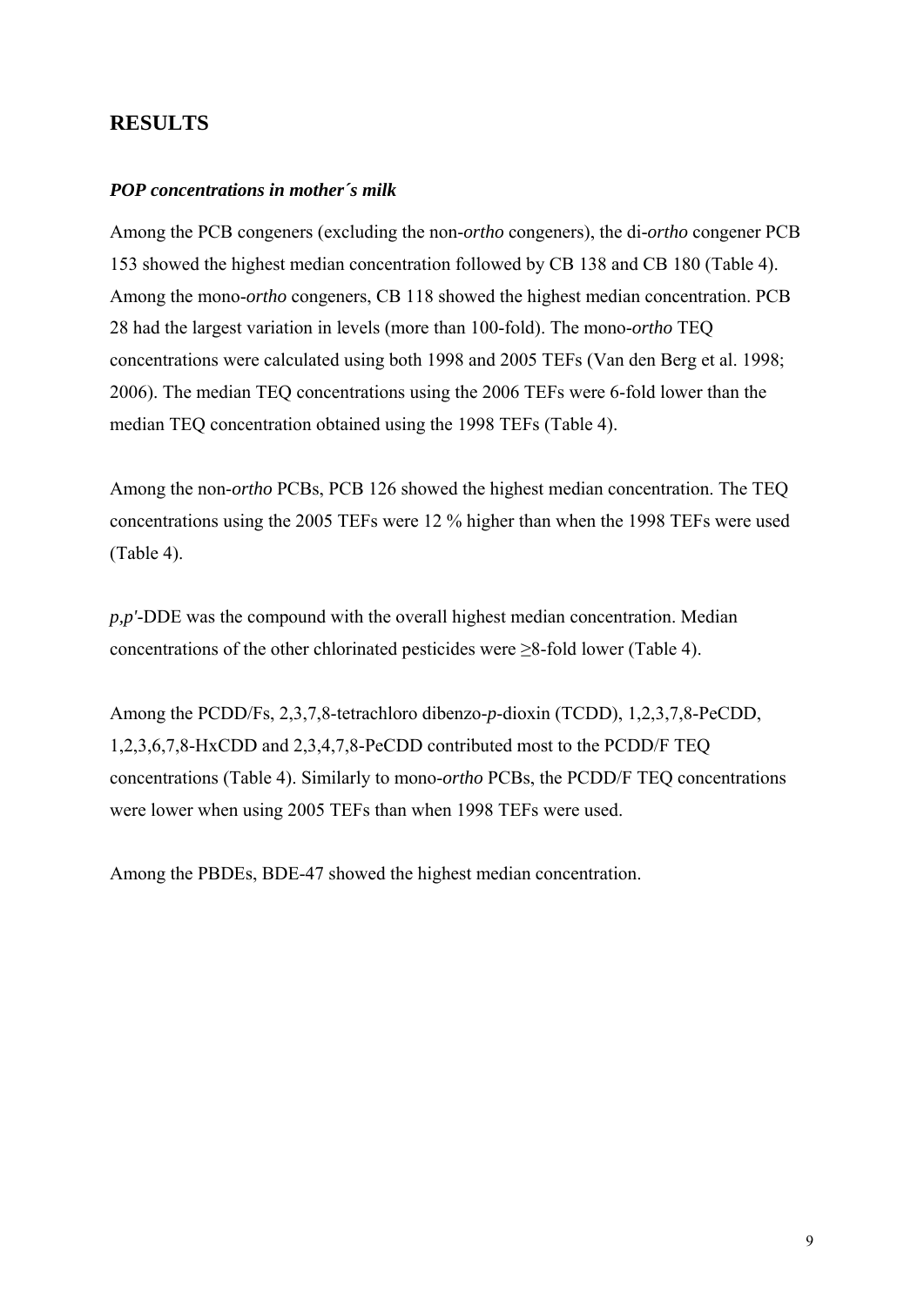## RESULTS

### *POP concentrations in mother´s milk*

Among the PCB congeners (excluding the non-*ortho* congeners), the di-*ortho* congener PCB 153 showed the highest median concentration followed by CB 138 and CB 180 (Table 4). Among the mono-*ortho* congeners, CB 118 showed the highest median concentration. PCB 28 had the largest variation in levels (more than 100-fold). The mono-*ortho* TEQ concentrations were calculated using both 1998 and 2005 TEFs (Van den Berg et al. 1998; 2006). The median TEQ concentrations using the 2006 TEFs were 6-fold lower than the median TEQ concentration obtained using the 1998 TEFs (Table 4).

Among the non-*ortho* PCBs, PCB 126 showed the highest median concentration. The TEQ concentrations using the 2005 TEFs were 12 % higher than when the 1998 TEFs were used (Table 4).

*p,p'*-DDE was the compound with the overall highest median concentration. Median concentrations of the other chlorinated pesticides were ≥8-fold lower (Table 4).

Among the PCDD/Fs, 2,3,7,8-tetrachloro dibenzo-*p*-dioxin (TCDD), 1,2,3,7,8-PeCDD, 1,2,3,6,7,8-HxCDD and 2,3,4,7,8-PeCDD contributed most to the PCDD/F TEQ concentrations (Table 4). Similarly to mono-*ortho* PCBs, the PCDD/F TEQ concentrations were lower when using 2005 TEFs than when 1998 TEFs were used.

Among the PBDEs, BDE-47 showed the highest median concentration.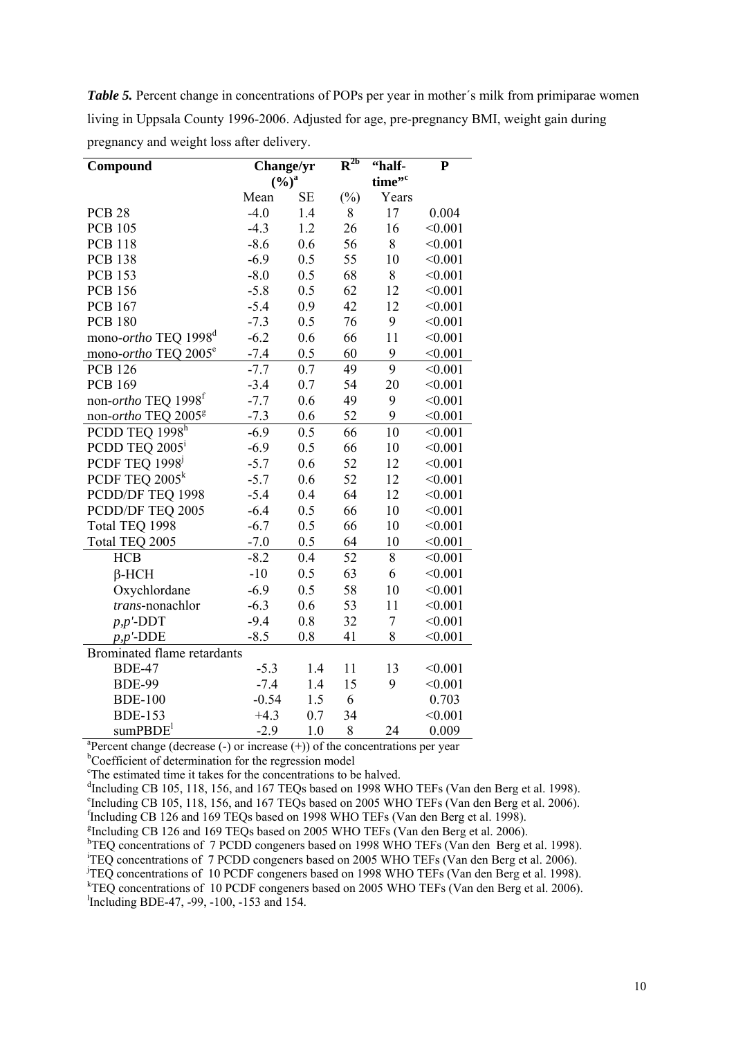***Table 5.*** Percent change in concentrations of POPs per year in mother´s milk from primiparae women living in Uppsala County 1996-2006. Adjusted for age, pre-pregnancy BMI, weight gain during pregnancy and weight loss after delivery.

| Compound | Change/yr (%)[a] | | $R^2$[b] | "half-time"[c] | P |
|---|---|---|---|---|---|
| | Mean | SE | (%) | Years | |
| PCB 28 | -4.0 | 1.4 | 8 | 17 | 0.004 |
| PCB 105 | -4.3 | 1.2 | 26 | 16 | <0.001 |
| PCB 118 | -8.6 | 0.6 | 56 | 8 | <0.001 |
| PCB 138 | -6.9 | 0.5 | 55 | 10 | <0.001 |
| PCB 153 | -8.0 | 0.5 | 68 | 8 | <0.001 |
| PCB 156 | -5.8 | 0.5 | 62 | 12 | <0.001 |
| PCB 167 | -5.4 | 0.9 | 42 | 12 | <0.001 |
| PCB 180 | -7.3 | 0.5 | 76 | 9 | <0.001 |
| mono-*ortho* TEQ 1998[d] | -6.2 | 0.6 | 66 | 11 | <0.001 |
| mono-*ortho* TEQ 2005[e] | -7.4 | 0.5 | 60 | 9 | <0.001 |
| PCB 126 | -7.7 | 0.7 | 49 | 9 | <0.001 |
| PCB 169 | -3.4 | 0.7 | 54 | 20 | <0.001 |
| non-*ortho* TEQ 1998[f] | -7.7 | 0.6 | 49 | 9 | <0.001 |
| non-*ortho* TEQ 2005[g] | -7.3 | 0.6 | 52 | 9 | <0.001 |
| PCDD TEQ 1998[h] | -6.9 | 0.5 | 66 | 10 | <0.001 |
| PCDD TEQ 2005[i] | -6.9 | 0.5 | 66 | 10 | <0.001 |
| PCDF TEQ 1998[j] | -5.7 | 0.6 | 52 | 12 | <0.001 |
| PCDF TEQ 2005[k] | -5.7 | 0.6 | 52 | 12 | <0.001 |
| PCDD/DF TEQ 1998 | -5.4 | 0.4 | 64 | 12 | <0.001 |
| PCDD/DF TEQ 2005 | -6.4 | 0.5 | 66 | 10 | <0.001 |
| Total TEQ 1998 | -6.7 | 0.5 | 66 | 10 | <0.001 |
| Total TEQ 2005 | -7.0 | 0.5 | 64 | 10 | <0.001 |
| HCB | -8.2 | 0.4 | 52 | 8 | <0.001 |
| β-HCH | -10 | 0.5 | 63 | 6 | <0.001 |
| Oxychlordane | -6.9 | 0.5 | 58 | 10 | <0.001 |
| *trans*-nonachlor | -6.3 | 0.6 | 53 | 11 | <0.001 |
| *p,p'*-DDT | -9.4 | 0.8 | 32 | 7 | <0.001 |
| *p,p'*-DDE | -8.5 | 0.8 | 41 | 8 | <0.001 |
| Brominated flame retardants | | | | | |
| BDE-47 | -5.3 | 1.4 | 11 | 13 | <0.001 |
| BDE-99 | -7.4 | 1.4 | 15 | 9 | <0.001 |
| BDE-100 | -0.54 | 1.5 | 6 | | 0.703 |
| BDE-153 | +4.3 | 0.7 | 34 | | <0.001 |
| sumPBDE[l] | -2.9 | 1.0 | 8 | 24 | 0.009 |

[a]Percent change (decrease (-) or increase (+)) of the concentrations per year
[b]Coefficient of determination for the regression model
[c]The estimated time it takes for the concentrations to be halved.
[d]Including CB 105, 118, 156, and 167 TEQs based on 1998 WHO TEFs (Van den Berg et al. 1998).
[e]Including CB 105, 118, 156, and 167 TEQs based on 2005 WHO TEFs (Van den Berg et al. 2006).
[f]Including CB 126 and 169 TEQs based on 1998 WHO TEFs (Van den Berg et al. 1998).
[g]Including CB 126 and 169 TEQs based on 2005 WHO TEFs (Van den Berg et al. 2006).
[h]TEQ concentrations of 7 PCDD congeners based on 1998 WHO TEFs (Van den Berg et al. 1998).
[i]TEQ concentrations of 7 PCDD congeners based on 2005 WHO TEFs (Van den Berg et al. 2006).
[j]TEQ concentrations of 10 PCDF congeners based on 1998 WHO TEFs (Van den Berg et al. 1998).
[k]TEQ concentrations of 10 PCDF congeners based on 2005 WHO TEFs (Van den Berg et al. 2006).
[l]Including BDE-47, -99, -100, -153 and 154.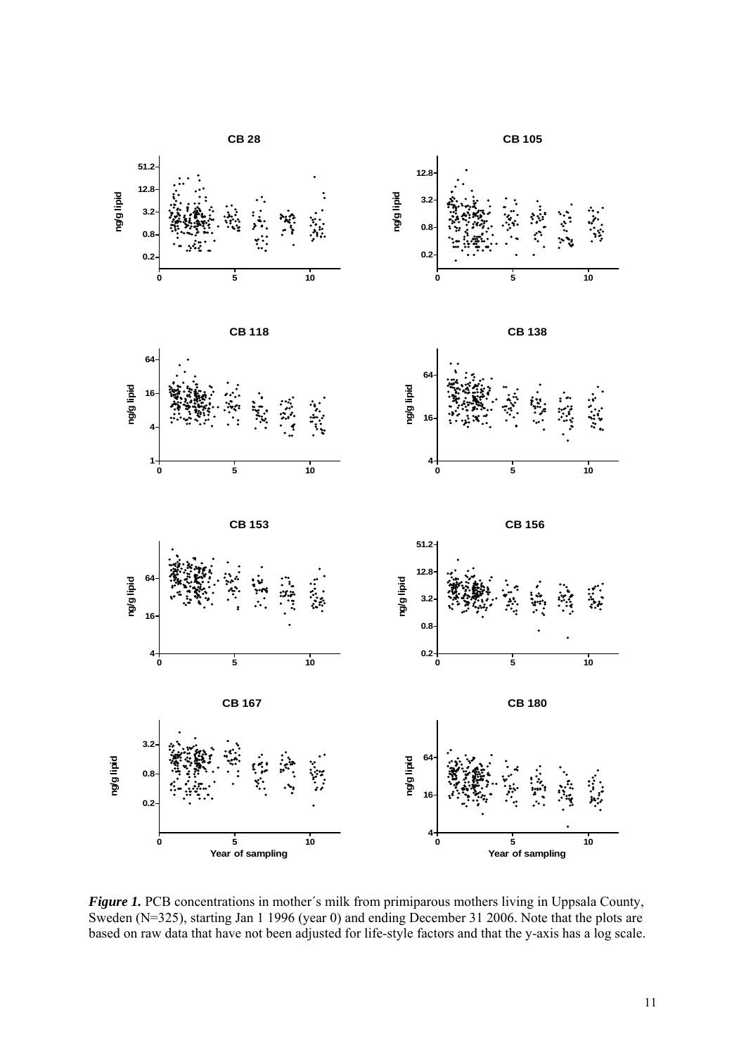***Figure 1.*** PCB concentrations in mother´s milk from primiparous mothers living in Uppsala County, Sweden (N=325), starting Jan 1 1996 (year 0) and ending December 31 2006. Note that the plots are based on raw data that have not been adjusted for life-style factors and that the y-axis has a log scale.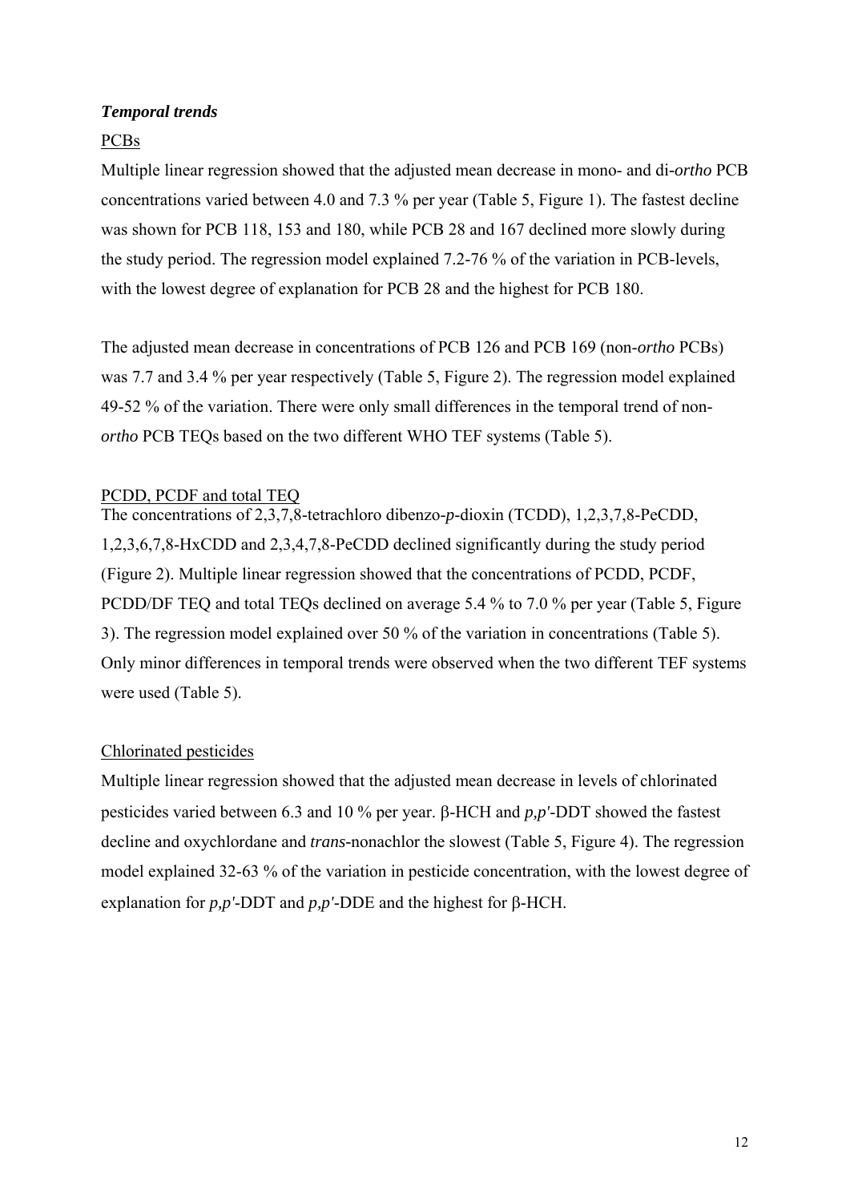### *Temporal trends*

#### PCBs

Multiple linear regression showed that the adjusted mean decrease in mono- and di-*ortho* PCB concentrations varied between 4.0 and 7.3 % per year (Table 5, Figure 1). The fastest decline was shown for PCB 118, 153 and 180, while PCB 28 and 167 declined more slowly during the study period. The regression model explained 7.2-76 % of the variation in PCB-levels, with the lowest degree of explanation for PCB 28 and the highest for PCB 180.

The adjusted mean decrease in concentrations of PCB 126 and PCB 169 (non-*ortho* PCBs) was 7.7 and 3.4 % per year respectively (Table 5, Figure 2). The regression model explained 49-52 % of the variation. There were only small differences in the temporal trend of non-*ortho* PCB TEQs based on the two different WHO TEF systems (Table 5).

#### PCDD, PCDF and total TEQ

The concentrations of 2,3,7,8-tetrachloro dibenzo-*p*-dioxin (TCDD), 1,2,3,7,8-PeCDD, 1,2,3,6,7,8-HxCDD and 2,3,4,7,8-PeCDD declined significantly during the study period (Figure 2). Multiple linear regression showed that the concentrations of PCDD, PCDF, PCDD/DF TEQ and total TEQs declined on average 5.4 % to 7.0 % per year (Table 5, Figure 3). The regression model explained over 50 % of the variation in concentrations (Table 5). Only minor differences in temporal trends were observed when the two different TEF systems were used (Table 5).

#### Chlorinated pesticides

Multiple linear regression showed that the adjusted mean decrease in levels of chlorinated pesticides varied between 6.3 and 10 % per year. β-HCH and *p,p'*-DDT showed the fastest decline and oxychlordane and *trans*-nonachlor the slowest (Table 5, Figure 4). The regression model explained 32-63 % of the variation in pesticide concentration, with the lowest degree of explanation for *p,p'*-DDT and *p,p'*-DDE and the highest for β-HCH.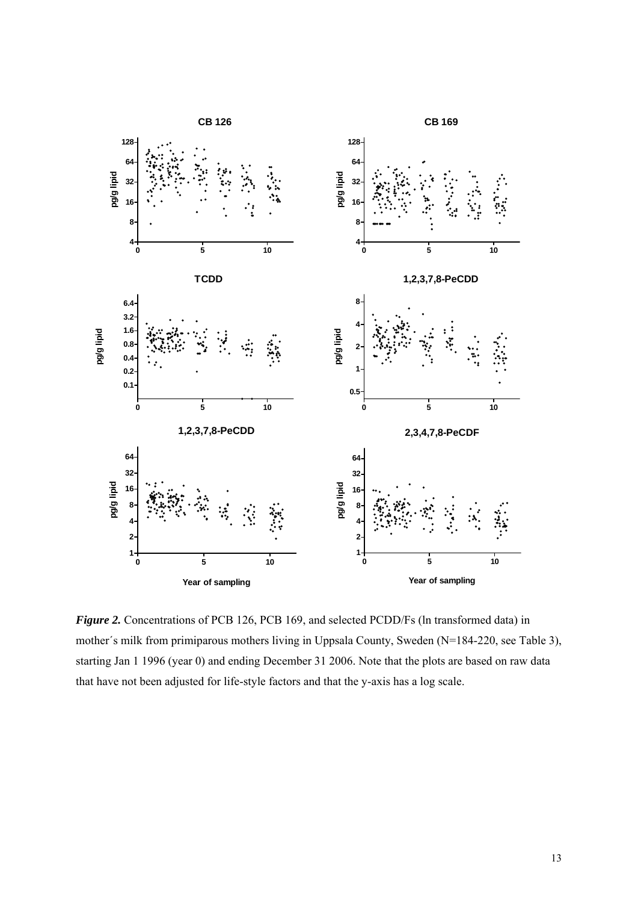*Figure 2.* Concentrations of PCB 126, PCB 169, and selected PCDD/Fs (ln transformed data) in mother´s milk from primiparous mothers living in Uppsala County, Sweden (N=184-220, see Table 3), starting Jan 1 1996 (year 0) and ending December 31 2006. Note that the plots are based on raw data that have not been adjusted for life-style factors and that the y-axis has a log scale.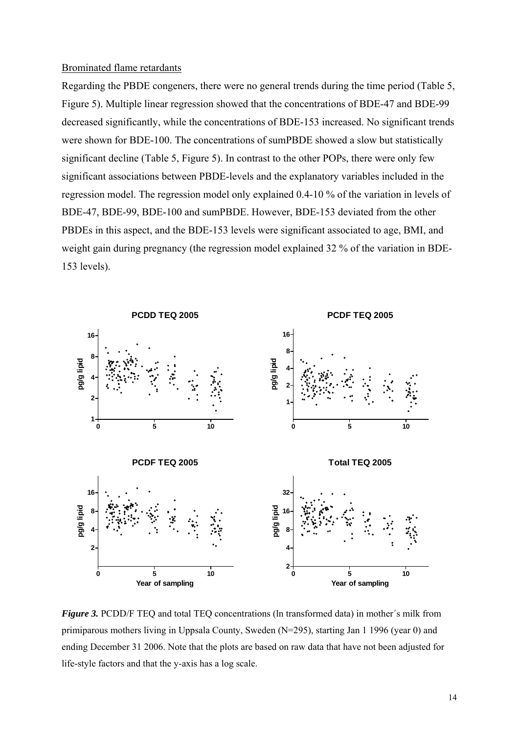Brominated flame retardants

Regarding the PBDE congeners, there were no general trends during the time period (Table 5, Figure 5). Multiple linear regression showed that the concentrations of BDE-47 and BDE-99 decreased significantly, while the concentrations of BDE-153 increased. No significant trends were shown for BDE-100. The concentrations of sumPBDE showed a slow but statistically significant decline (Table 5, Figure 5). In contrast to the other POPs, there were only few significant associations between PBDE-levels and the explanatory variables included in the regression model. The regression model only explained 0.4-10 % of the variation in levels of BDE-47, BDE-99, BDE-100 and sumPBDE. However, BDE-153 deviated from the other PBDEs in this aspect, and the BDE-153 levels were significant associated to age, BMI, and weight gain during pregnancy (the regression model explained 32 % of the variation in BDE-153 levels).

***Figure 3.*** PCDD/F TEQ and total TEQ concentrations (ln transformed data) in mother´s milk from primiparous mothers living in Uppsala County, Sweden (N=295), starting Jan 1 1996 (year 0) and ending December 31 2006. Note that the plots are based on raw data that have not been adjusted for life-style factors and that the y-axis has a log scale.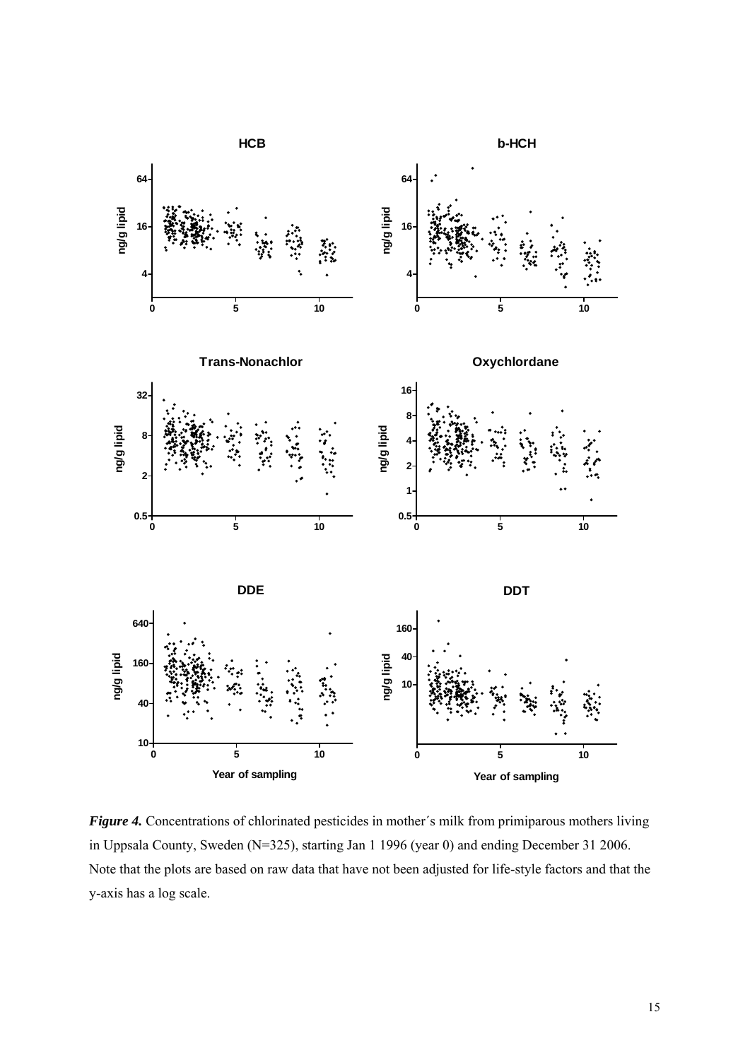***Figure 4.*** Concentrations of chlorinated pesticides in mother´s milk from primiparous mothers living in Uppsala County, Sweden (N=325), starting Jan 1 1996 (year 0) and ending December 31 2006. Note that the plots are based on raw data that have not been adjusted for life-style factors and that the y-axis has a log scale.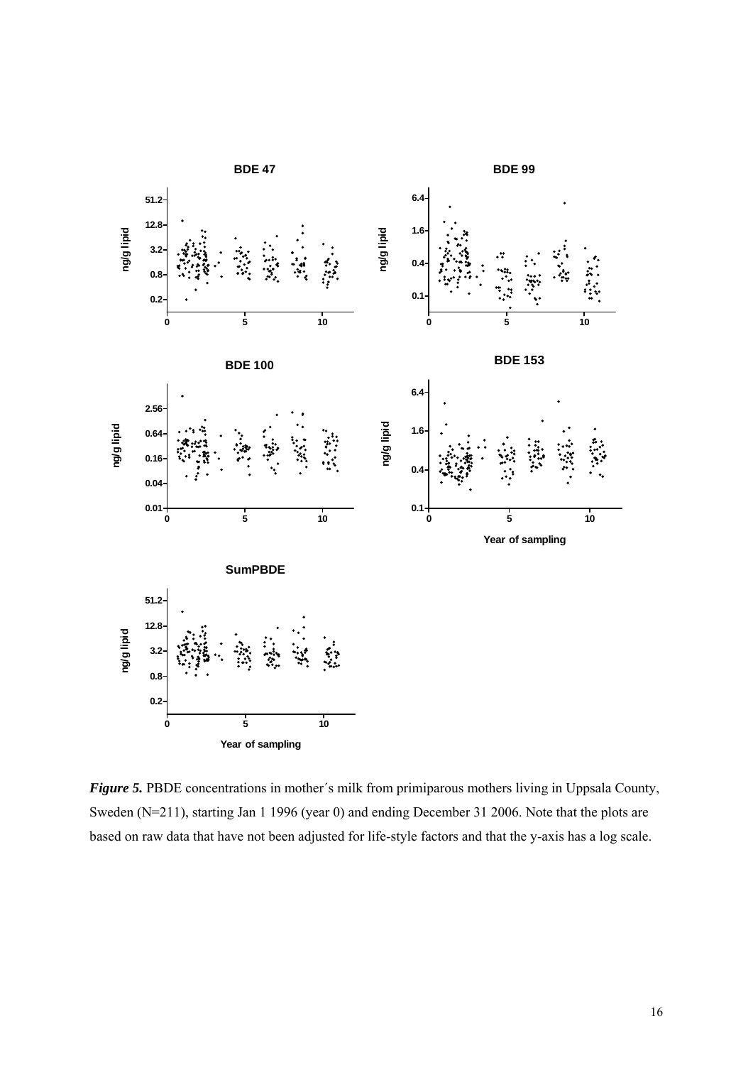*Figure 5.* PBDE concentrations in mother´s milk from primiparous mothers living in Uppsala County, Sweden (N=211), starting Jan 1 1996 (year 0) and ending December 31 2006. Note that the plots are based on raw data that have not been adjusted for life-style factors and that the y-axis has a log scale.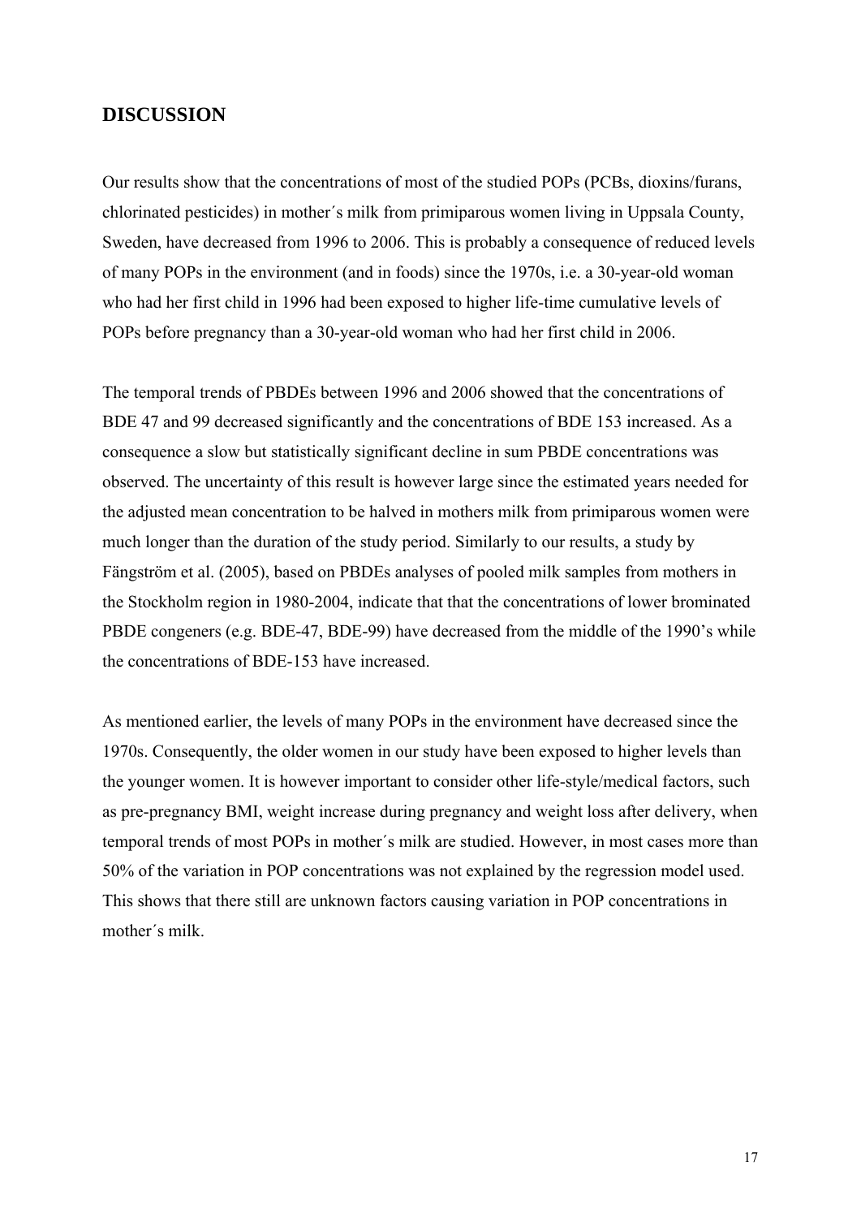## DISCUSSION

Our results show that the concentrations of most of the studied POPs (PCBs, dioxins/furans, chlorinated pesticides) in mother´s milk from primiparous women living in Uppsala County, Sweden, have decreased from 1996 to 2006. This is probably a consequence of reduced levels of many POPs in the environment (and in foods) since the 1970s, i.e. a 30-year-old woman who had her first child in 1996 had been exposed to higher life-time cumulative levels of POPs before pregnancy than a 30-year-old woman who had her first child in 2006.

The temporal trends of PBDEs between 1996 and 2006 showed that the concentrations of BDE 47 and 99 decreased significantly and the concentrations of BDE 153 increased. As a consequence a slow but statistically significant decline in sum PBDE concentrations was observed. The uncertainty of this result is however large since the estimated years needed for the adjusted mean concentration to be halved in mothers milk from primiparous women were much longer than the duration of the study period. Similarly to our results, a study by Fängström et al. (2005), based on PBDEs analyses of pooled milk samples from mothers in the Stockholm region in 1980-2004, indicate that that the concentrations of lower brominated PBDE congeners (e.g. BDE-47, BDE-99) have decreased from the middle of the 1990's while the concentrations of BDE-153 have increased.

As mentioned earlier, the levels of many POPs in the environment have decreased since the 1970s. Consequently, the older women in our study have been exposed to higher levels than the younger women. It is however important to consider other life-style/medical factors, such as pre-pregnancy BMI, weight increase during pregnancy and weight loss after delivery, when temporal trends of most POPs in mother´s milk are studied. However, in most cases more than 50% of the variation in POP concentrations was not explained by the regression model used. This shows that there still are unknown factors causing variation in POP concentrations in mother´s milk.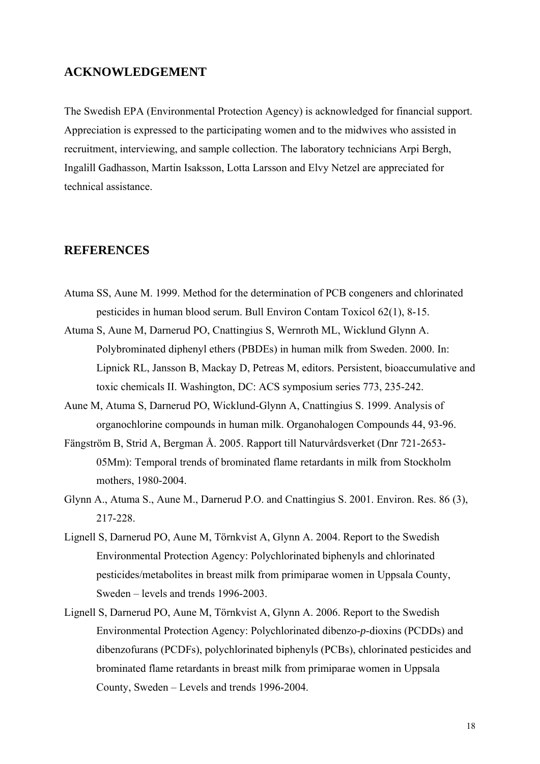## ACKNOWLEDGEMENT

The Swedish EPA (Environmental Protection Agency) is acknowledged for financial support. Appreciation is expressed to the participating women and to the midwives who assisted in recruitment, interviewing, and sample collection. The laboratory technicians Arpi Bergh, Ingalill Gadhasson, Martin Isaksson, Lotta Larsson and Elvy Netzel are appreciated for technical assistance.

## REFERENCES

Atuma SS, Aune M. 1999. Method for the determination of PCB congeners and chlorinated pesticides in human blood serum. Bull Environ Contam Toxicol 62(1), 8-15.

Atuma S, Aune M, Darnerud PO, Cnattingius S, Wernroth ML, Wicklund Glynn A. Polybrominated diphenyl ethers (PBDEs) in human milk from Sweden. 2000. In: Lipnick RL, Jansson B, Mackay D, Petreas M, editors. Persistent, bioaccumulative and toxic chemicals II. Washington, DC: ACS symposium series 773, 235-242.

Aune M, Atuma S, Darnerud PO, Wicklund-Glynn A, Cnattingius S. 1999. Analysis of organochlorine compounds in human milk. Organohalogen Compounds 44, 93-96.

Fängström B, Strid A, Bergman Å. 2005. Rapport till Naturvårdsverket (Dnr 721-2653-05Mm): Temporal trends of brominated flame retardants in milk from Stockholm mothers, 1980-2004.

Glynn A., Atuma S., Aune M., Darnerud P.O. and Cnattingius S. 2001. Environ. Res. 86 (3), 217-228.

Lignell S, Darnerud PO, Aune M, Törnkvist A, Glynn A. 2004. Report to the Swedish Environmental Protection Agency: Polychlorinated biphenyls and chlorinated pesticides/metabolites in breast milk from primiparae women in Uppsala County, Sweden – levels and trends 1996-2003.

Lignell S, Darnerud PO, Aune M, Törnkvist A, Glynn A. 2006. Report to the Swedish Environmental Protection Agency: Polychlorinated dibenzo-*p*-dioxins (PCDDs) and dibenzofurans (PCDFs), polychlorinated biphenyls (PCBs), chlorinated pesticides and brominated flame retardants in breast milk from primiparae women in Uppsala County, Sweden – Levels and trends 1996-2004.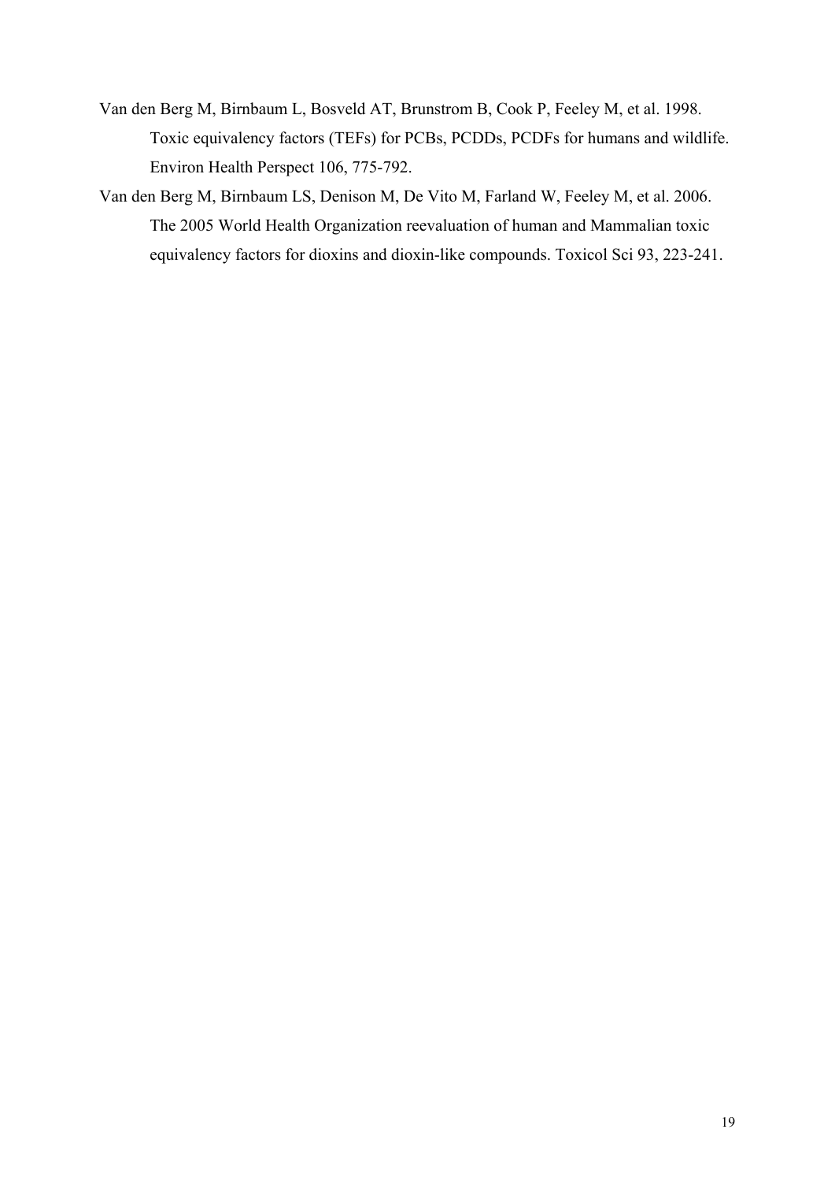Van den Berg M, Birnbaum L, Bosveld AT, Brunstrom B, Cook P, Feeley M, et al. 1998. Toxic equivalency factors (TEFs) for PCBs, PCDDs, PCDFs for humans and wildlife. Environ Health Perspect 106, 775-792.

Van den Berg M, Birnbaum LS, Denison M, De Vito M, Farland W, Feeley M, et al. 2006. The 2005 World Health Organization reevaluation of human and Mammalian toxic equivalency factors for dioxins and dioxin-like compounds. Toxicol Sci 93, 223-241.